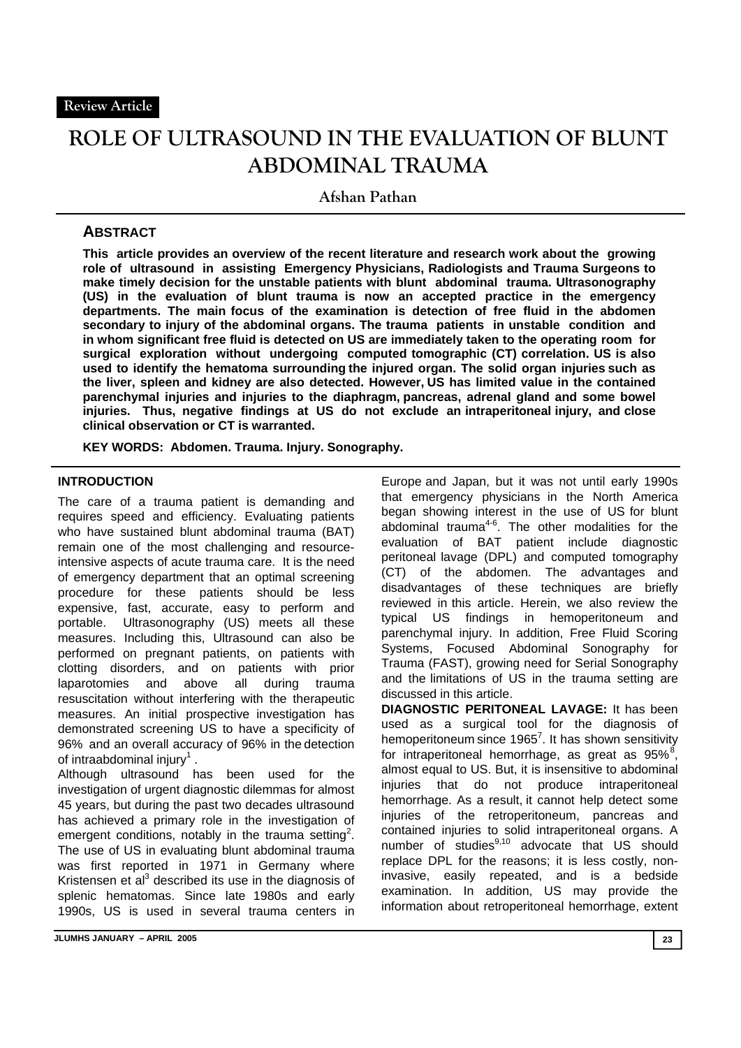Review Article

# ROLE OF ULTRASOUND IN THE EVALUATION OF BLUNT ABDOMINAL TRAUMA

Afshan Pathan

## ABSTRACT

**This article provides an overview of the recent literature and research work about the growing role of ultrasound in assisting Emergency Physicians, Radiologists and Trauma Surgeons to make timely decision for the unstable patients with blunt abdominal trauma. Ultrasonography (US) in the evaluation of blunt trauma is now an accepted practice in the emergency departments. The main focus of the examination is detection of free fluid in the abdomen secondary to injury of the abdominal organs. The trauma patients in unstable condition and in whom significant free fluid is detected on US are immediately taken to the operating room for surgical exploration without undergoing computed tomographic (CT) correlation. US is also used to identify the hematoma surrounding the injured organ. The solid organ injuries such as the liver, spleen and kidney are also detected. However, US has limited value in the contained parenchymal injuries and injuries to the diaphragm, pancreas, adrenal gland and some bowel injuries. Thus, negative findings at US do not exclude an intraperitoneal injury, and close clinical observation or CT is warranted.**

**KEY WORDS: Abdomen. Trauma. Injury. Sonography.**

## INTRODUCTION

The care of a trauma patient is demanding and requires speed and efficiency. Evaluating patients who have sustained blunt abdominal trauma (BAT) remain one of the most challenging and resource-intensive aspects of acute trauma care. It is the need of emergency department that an optimal screening procedure for these patients should be less expensive, fast, accurate, easy to perform and portable. Ultrasonography (US) meets all these measures. Including this, Ultrasound can also be performed on pregnant patients, on patients with clotting disorders, and on patients with prior laparotomies and above all during trauma resuscitation without interfering with the therapeutic measures. An initial prospective investigation has demonstrated screening US to have a specificity of 96% and an overall accuracy of 96% in the detection of intraabdominal injury[1].

Although ultrasound has been used for the investigation of urgent diagnostic dilemmas for almost 45 years, but during the past two decades ultrasound has achieved a primary role in the investigation of emergent conditions, notably in the trauma setting[2]. The use of US in evaluating blunt abdominal trauma was first reported in 1971 in Germany where Kristensen et al[3] described its use in the diagnosis of splenic hematomas. Since late 1980s and early 1990s, US is used in several trauma centers in Europe and Japan, but it was not until early 1990s that emergency physicians in the North America began showing interest in the use of US for blunt abdominal trauma[4-6]. The other modalities for the evaluation of BAT patient include diagnostic peritoneal lavage (DPL) and computed tomography (CT) of the abdomen. The advantages and disadvantages of these techniques are briefly reviewed in this article. Herein, we also review the typical US findings in hemoperitoneum and parenchymal injury. In addition, Free Fluid Scoring Systems, Focused Abdominal Sonography for Trauma (FAST), growing need for Serial Sonography and the limitations of US in the trauma setting are discussed in this article.

**DIAGNOSTIC PERITONEAL LAVAGE:** It has been used as a surgical tool for the diagnosis of hemoperitoneum since 1965[7]. It has shown sensitivity for intraperitoneal hemorrhage, as great as 95%[8], almost equal to US. But, it is insensitive to abdominal injuries that do not produce intraperitoneal hemorrhage. As a result, it cannot help detect some injuries of the retroperitoneum, pancreas and contained injuries to solid intraperitoneal organs. A number of studies[9,10] advocate that US should replace DPL for the reasons; it is less costly, non-invasive, easily repeated, and is a bedside examination. In addition, US may provide the information about retroperitoneal hemorrhage, extent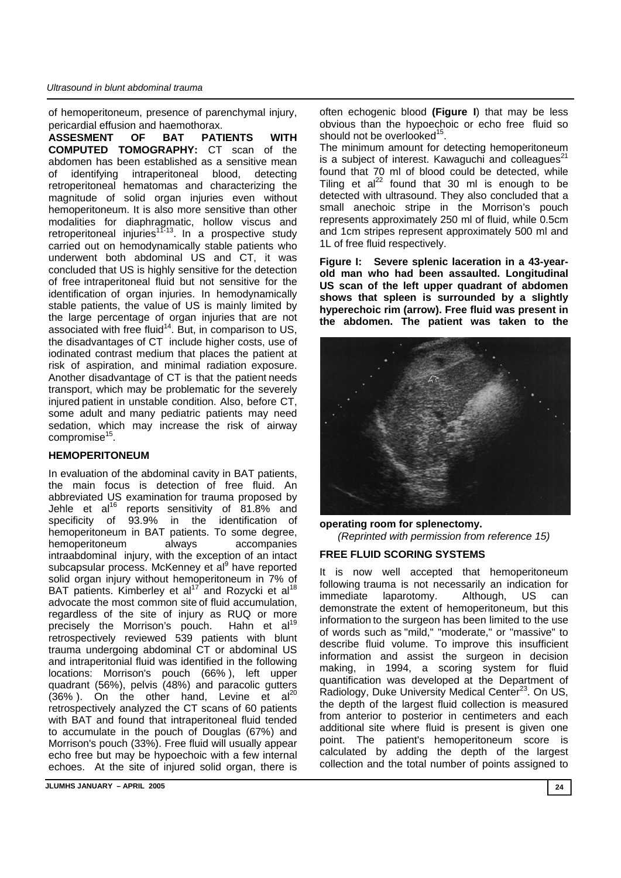of hemoperitoneum, presence of parenchymal injury, pericardial effusion and haemothorax.

**ASSESEMENT OF BAT PATIENTS WITH COMPUTED TOMOGRAPHY:** CT scan of the abdomen has been established as a sensitive mean of identifying intraperitoneal blood, detecting retroperitoneal hematomas and characterizing the magnitude of solid organ injuries even without hemoperitoneum. It is also more sensitive than other modalities for diaphragmatic, hollow viscus and retroperitoneal injuries[11-13]. In a prospective study carried out on hemodynamically stable patients who underwent both abdominal US and CT, it was concluded that US is highly sensitive for the detection of free intraperitoneal fluid but not sensitive for the identification of organ injuries. In hemodynamically stable patients, the value of US is mainly limited by the large percentage of organ injuries that are not associated with free fluid[14]. But, in comparison to US, the disadvantages of CT include higher costs, use of iodinated contrast medium that places the patient at risk of aspiration, and minimal radiation exposure. Another disadvantage of CT is that the patient needs transport, which may be problematic for the severely injured patient in unstable condition. Also, before CT, some adult and many pediatric patients may need sedation, which may increase the risk of airway compromise[15].

## HEMOPERITONEUM

In evaluation of the abdominal cavity in BAT patients, the main focus is detection of free fluid. An abbreviated US examination for trauma proposed by Jehle et al[16] reports sensitivity of 81.8% and specificity of 93.9% in the identification of hemoperitoneum in BAT patients. To some degree, hemoperitoneum always accompanies intraabdominal injury, with the exception of an intact subcapsular process. McKenney et al[9] have reported solid organ injury without hemoperitoneum in 7% of BAT patients. Kimberley et al[17] and Rozycki et al[18] advocate the most common site of fluid accumulation, regardless of the site of injury as RUQ or more precisely the Morrison's pouch. Hahn et al[19] retrospectively reviewed 539 patients with blunt trauma undergoing abdominal CT or abdominal US and intraperitonial fluid was identified in the following locations: Morrison's pouch (66% ), left upper quadrant (56%), pelvis (48%) and paracolic gutters (36% ). On the other hand, Levine et al[20] retrospectively analyzed the CT scans of 60 patients with BAT and found that intraperitoneal fluid tended to accumulate in the pouch of Douglas (67%) and Morrison's pouch (33%). Free fluid will usually appear echo free but may be hypoechoic with a few internal echoes. At the site of injured solid organ, there is often echogenic blood **(Figure I**) that may be less obvious than the hypoechoic or echo free fluid so should not be overlooked[15].

The minimum amount for detecting hemoperitoneum is a subject of interest. Kawaguchi and colleagues[21] found that 70 ml of blood could be detected, while Tiling et al[22] found that 30 ml is enough to be detected with ultrasound. They also concluded that a small anechoic stripe in the Morrison's pouch represents approximately 250 ml of fluid, while 0.5cm and 1cm stripes represent approximately 500 ml and 1L of free fluid respectively.

**Figure I: Severe splenic laceration in a 43-year-old man who had been assaulted. Longitudinal US scan of the left upper quadrant of abdomen shows that spleen is surrounded by a slightly hyperechoic rim (arrow). Free fluid was present in the abdomen. The patient was taken to the operating room for splenectomy.**

*(Reprinted with permission from reference 15)*

## FREE FLUID SCORING SYSTEMS

It is now well accepted that hemoperitoneum following trauma is not necessarily an indication for immediate laparotomy. Although, US can demonstrate the extent of hemoperitoneum, but this information to the surgeon has been limited to the use of words such as "mild," "moderate," or "massive" to describe fluid volume. To improve this insufficient information and assist the surgeon in decision making, in 1994, a scoring system for fluid quantification was developed at the Department of Radiology, Duke University Medical Center[23]. On US, the depth of the largest fluid collection is measured from anterior to posterior in centimeters and each additional site where fluid is present is given one point. The patient's hemoperitoneum score is calculated by adding the depth of the largest collection and the total number of points assigned to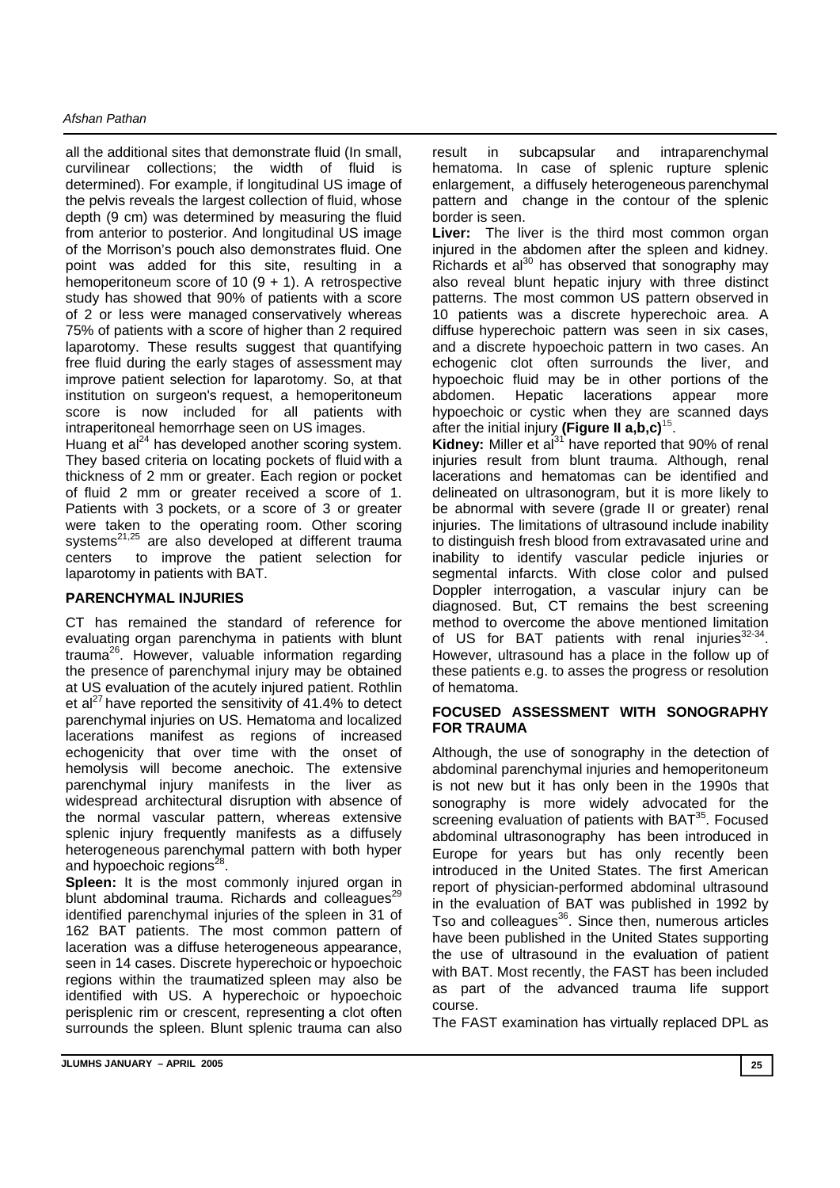all the additional sites that demonstrate fluid (In small, curvilinear collections; the width of fluid is determined). For example, if longitudinal US image of the pelvis reveals the largest collection of fluid, whose depth (9 cm) was determined by measuring the fluid from anterior to posterior. And longitudinal US image of the Morrison's pouch also demonstrates fluid. One point was added for this site, resulting in a hemoperitoneum score of 10 (9 + 1). A retrospective study has showed that 90% of patients with a score of 2 or less were managed conservatively whereas 75% of patients with a score of higher than 2 required laparotomy. These results suggest that quantifying free fluid during the early stages of assessment may improve patient selection for laparotomy. So, at that institution on surgeon's request, a hemoperitoneum score is now included for all patients with intraperitoneal hemorrhage seen on US images.

Huang et al[24] has developed another scoring system. They based criteria on locating pockets of fluid with a thickness of 2 mm or greater. Each region or pocket of fluid 2 mm or greater received a score of 1. Patients with 3 pockets, or a score of 3 or greater were taken to the operating room. Other scoring systems[21,25] are also developed at different trauma centers to improve the patient selection for laparotomy in patients with BAT.

## PARENCHYMAL INJURIES

CT has remained the standard of reference for evaluating organ parenchyma in patients with blunt trauma[26]. However, valuable information regarding the presence of parenchymal injury may be obtained at US evaluation of the acutely injured patient. Rothlin et al[27] have reported the sensitivity of 41.4% to detect parenchymal injuries on US. Hematoma and localized lacerations manifest as regions of increased echogenicity that over time with the onset of hemolysis will become anechoic. The extensive parenchymal injury manifests in the liver as widespread architectural disruption with absence of the normal vascular pattern, whereas extensive splenic injury frequently manifests as a diffusely heterogeneous parenchymal pattern with both hyper and hypoechoic regions[28].

**Spleen:** It is the most commonly injured organ in blunt abdominal trauma. Richards and colleagues[29] identified parenchymal injuries of the spleen in 31 of 162 BAT patients. The most common pattern of laceration was a diffuse heterogeneous appearance, seen in 14 cases. Discrete hyperechoic or hypoechoic regions within the traumatized spleen may also be identified with US. A hyperechoic or hypoechoic perisplenic rim or crescent, representing a clot often surrounds the spleen. Blunt splenic trauma can also result in subcapsular and intraparenchymal hematoma. In case of splenic rupture splenic enlargement, a diffusely heterogeneous parenchymal pattern and change in the contour of the splenic border is seen.

**Liver:** The liver is the third most common organ injured in the abdomen after the spleen and kidney. Richards et al[30] has observed that sonography may also reveal blunt hepatic injury with three distinct patterns. The most common US pattern observed in 10 patients was a discrete hyperechoic area. A diffuse hyperechoic pattern was seen in six cases, and a discrete hypoechoic pattern in two cases. An echogenic clot often surrounds the liver, and hypoechoic fluid may be in other portions of the abdomen. Hepatic lacerations appear more hypoechoic or cystic when they are scanned days after the initial injury **(Figure II a,b,c)**[15].

**Kidney:** Miller et al[31] have reported that 90% of renal injuries result from blunt trauma. Although, renal lacerations and hematomas can be identified and delineated on ultrasonogram, but it is more likely to be abnormal with severe (grade II or greater) renal injuries. The limitations of ultrasound include inability to distinguish fresh blood from extravasated urine and inability to identify vascular pedicle injuries or segmental infarcts. With close color and pulsed Doppler interrogation, a vascular injury can be diagnosed. But, CT remains the best screening method to overcome the above mentioned limitation of US for BAT patients with renal injuries[32-34]. However, ultrasound has a place in the follow up of these patients e.g. to asses the progress or resolution of hematoma.

## FOCUSED ASSESSMENT WITH SONOGRAPHY FOR TRAUMA

Although, the use of sonography in the detection of abdominal parenchymal injuries and hemoperitoneum is not new but it has only been in the 1990s that sonography is more widely advocated for the screening evaluation of patients with BAT[35]. Focused abdominal ultrasonography has been introduced in Europe for years but has only recently been introduced in the United States. The first American report of physician-performed abdominal ultrasound in the evaluation of BAT was published in 1992 by Tso and colleagues[36]. Since then, numerous articles have been published in the United States supporting the use of ultrasound in the evaluation of patient with BAT. Most recently, the FAST has been included as part of the advanced trauma life support course.

The FAST examination has virtually replaced DPL as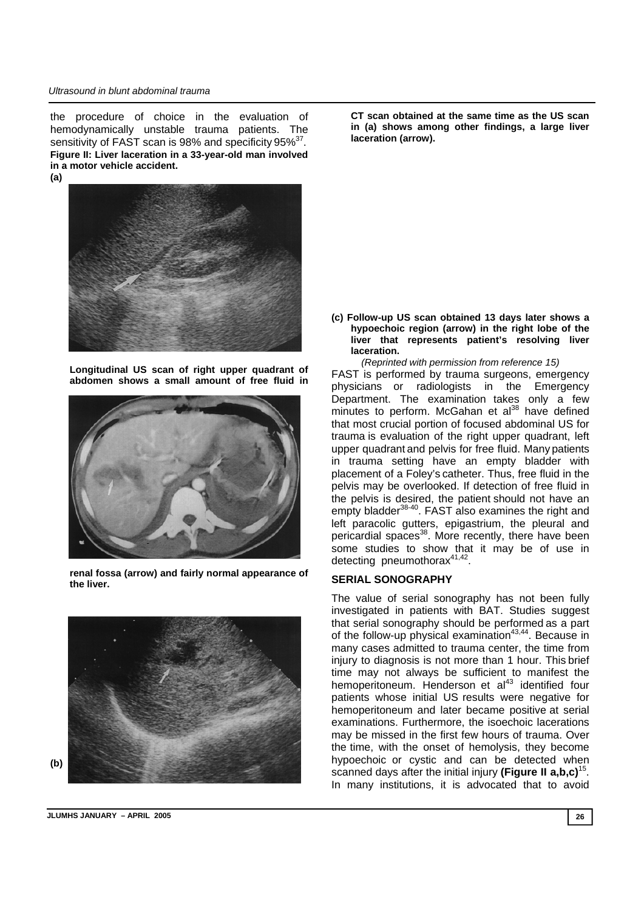the procedure of choice in the evaluation of hemodynamically unstable trauma patients. The sensitivity of FAST scan is 98% and specificity 95%[37].

**Figure II: Liver laceration in a 33-year-old man involved in a motor vehicle accident.**

**(a)**

**Longitudinal US scan of right upper quadrant of abdomen shows a small amount of free fluid in renal fossa (arrow) and fairly normal appearance of the liver.**

**(b)**

**CT scan obtained at the same time as the US scan in (a) shows among other findings, a large liver laceration (arrow).**

**(c) Follow-up US scan obtained 13 days later shows a hypoechoic region (arrow) in the right lobe of the liver that represents patient's resolving liver laceration.**

*(Reprinted with permission from reference 15)*

FAST is performed by trauma surgeons, emergency physicians or radiologists in the Emergency Department. The examination takes only a few minutes to perform. McGahan et al[38] have defined that most crucial portion of focused abdominal US for trauma is evaluation of the right upper quadrant, left upper quadrant and pelvis for free fluid. Many patients in trauma setting have an empty bladder with placement of a Foley's catheter. Thus, free fluid in the pelvis may be overlooked. If detection of free fluid in the pelvis is desired, the patient should not have an empty bladder[38-40]. FAST also examines the right and left paracolic gutters, epigastrium, the pleural and pericardial spaces[38]. More recently, there have been some studies to show that it may be of use in detecting pneumothorax[41,42].

## SERIAL SONOGRAPHY

The value of serial sonography has not been fully investigated in patients with BAT. Studies suggest that serial sonography should be performed as a part of the follow-up physical examination[43,44]. Because in many cases admitted to trauma center, the time from injury to diagnosis is not more than 1 hour. This brief time may not always be sufficient to manifest the hemoperitoneum. Henderson et al[43] identified four patients whose initial US results were negative for hemoperitoneum and later became positive at serial examinations. Furthermore, the isoechoic lacerations may be missed in the first few hours of trauma. Over the time, with the onset of hemolysis, they become hypoechoic or cystic and can be detected when scanned days after the initial injury **(Figure II a,b,c)**[15]. In many institutions, it is advocated that to avoid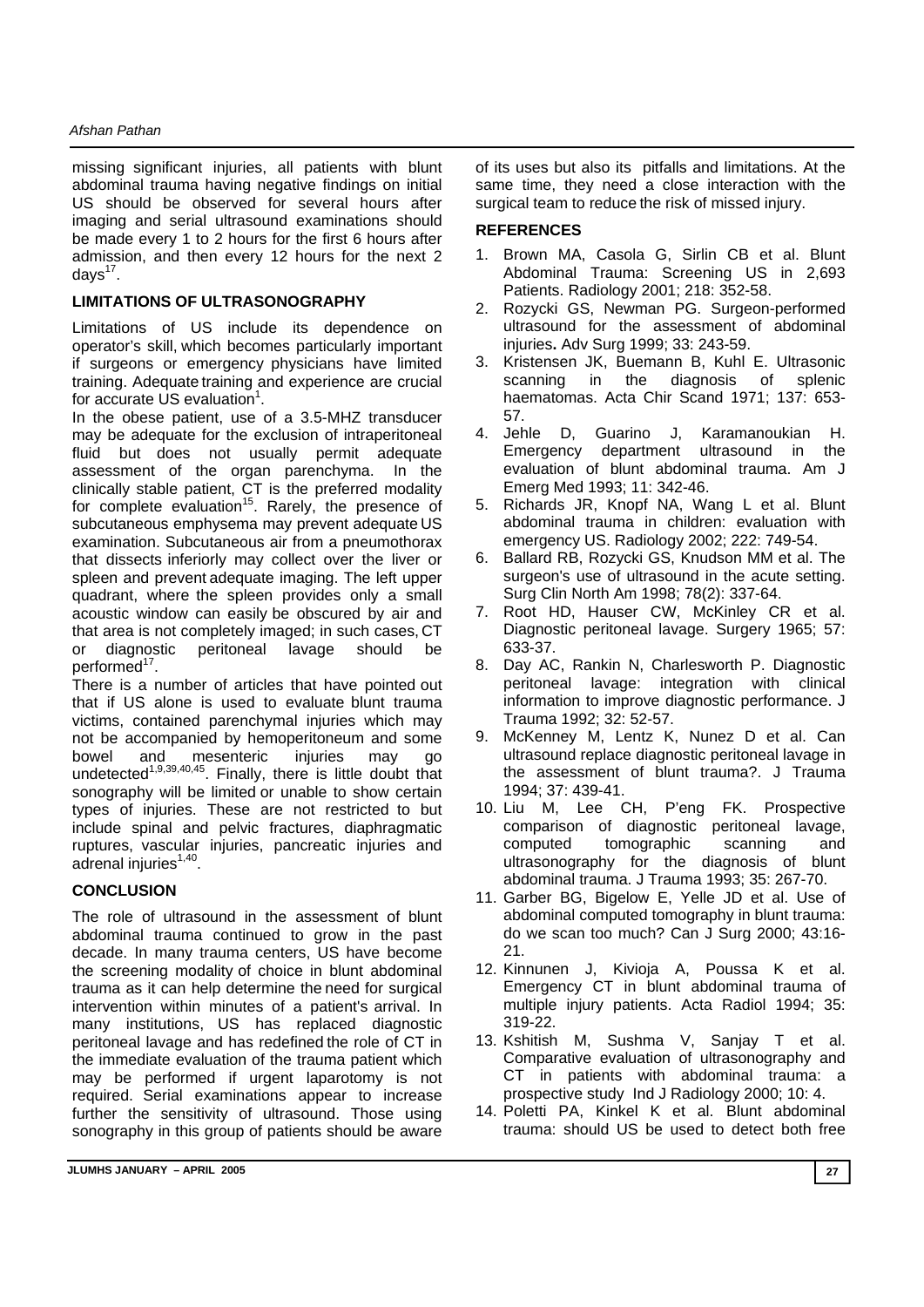missing significant injuries, all patients with blunt abdominal trauma having negative findings on initial US should be observed for several hours after imaging and serial ultrasound examinations should be made every 1 to 2 hours for the first 6 hours after admission, and then every 12 hours for the next 2 days[17].

### LIMITATIONS OF ULTRASONOGRAPHY

Limitations of US include its dependence on operator's skill, which becomes particularly important if surgeons or emergency physicians have limited training. Adequate training and experience are crucial for accurate US evaluation[1].

In the obese patient, use of a 3.5-MHZ transducer may be adequate for the exclusion of intraperitoneal fluid but does not usually permit adequate assessment of the organ parenchyma. In the clinically stable patient, CT is the preferred modality for complete evaluation[15]. Rarely, the presence of subcutaneous emphysema may prevent adequate US examination. Subcutaneous air from a pneumothorax that dissects inferiorly may collect over the liver or spleen and prevent adequate imaging. The left upper quadrant, where the spleen provides only a small acoustic window can easily be obscured by air and that area is not completely imaged; in such cases, CT or diagnostic peritoneal lavage should be performed[17].

There is a number of articles that have pointed out that if US alone is used to evaluate blunt trauma victims, contained parenchymal injuries which may not be accompanied by hemoperitoneum and some bowel and mesenteric injuries may go undetected[1,9,39,40,45]. Finally, there is little doubt that sonography will be limited or unable to show certain types of injuries. These are not restricted to but include spinal and pelvic fractures, diaphragmatic ruptures, vascular injuries, pancreatic injuries and adrenal injuries[1,40].

### CONCLUSION

The role of ultrasound in the assessment of blunt abdominal trauma continued to grow in the past decade. In many trauma centers, US have become the screening modality of choice in blunt abdominal trauma as it can help determine the need for surgical intervention within minutes of a patient's arrival. In many institutions, US has replaced diagnostic peritoneal lavage and has redefined the role of CT in the immediate evaluation of the trauma patient which may be performed if urgent laparotomy is not required. Serial examinations appear to increase further the sensitivity of ultrasound. Those using sonography in this group of patients should be aware of its uses but also its pitfalls and limitations. At the same time, they need a close interaction with the surgical team to reduce the risk of missed injury.

### REFERENCES

1. Brown MA, Casola G, Sirlin CB et al. Blunt Abdominal Trauma: Screening US in 2,693 Patients. Radiology 2001; 218: 352-58.
2. Rozycki GS, Newman PG. Surgeon-performed ultrasound for the assessment of abdominal injuries**.** Adv Surg 1999; 33: 243-59.
3. Kristensen JK, Buemann B, Kuhl E. Ultrasonic scanning in the diagnosis of splenic haematomas. Acta Chir Scand 1971; 137: 653-57.
4. Jehle D, Guarino J, Karamanoukian H. Emergency department ultrasound in the evaluation of blunt abdominal trauma. Am J Emerg Med 1993; 11: 342-46.
5. Richards JR, Knopf NA, Wang L et al. Blunt abdominal trauma in children: evaluation with emergency US. Radiology 2002; 222: 749-54.
6. Ballard RB, Rozycki GS, Knudson MM et al. The surgeon's use of ultrasound in the acute setting. Surg Clin North Am 1998; 78(2): 337-64.
7. Root HD, Hauser CW, McKinley CR et al. Diagnostic peritoneal lavage. Surgery 1965; 57: 633-37.
8. Day AC, Rankin N, Charlesworth P. Diagnostic peritoneal lavage: integration with clinical information to improve diagnostic performance. J Trauma 1992; 32: 52-57.
9. McKenney M, Lentz K, Nunez D et al. Can ultrasound replace diagnostic peritoneal lavage in the assessment of blunt trauma?. J Trauma 1994; 37: 439-41.
10. Liu M, Lee CH, P'eng FK. Prospective comparison of diagnostic peritoneal lavage, computed tomographic scanning and ultrasonography for the diagnosis of blunt abdominal trauma. J Trauma 1993; 35: 267-70.
11. Garber BG, Bigelow E, Yelle JD et al. Use of abdominal computed tomography in blunt trauma: do we scan too much? Can J Surg 2000; 43:16-21.
12. Kinnunen J, Kivioja A, Poussa K et al. Emergency CT in blunt abdominal trauma of multiple injury patients. Acta Radiol 1994; 35: 319-22.
13. Kshitish M, Sushma V, Sanjay T et al. Comparative evaluation of ultrasonography and CT in patients with abdominal trauma: a prospective study Ind J Radiology 2000; 10: 4.
14. Poletti PA, Kinkel K et al. Blunt abdominal trauma: should US be used to detect both free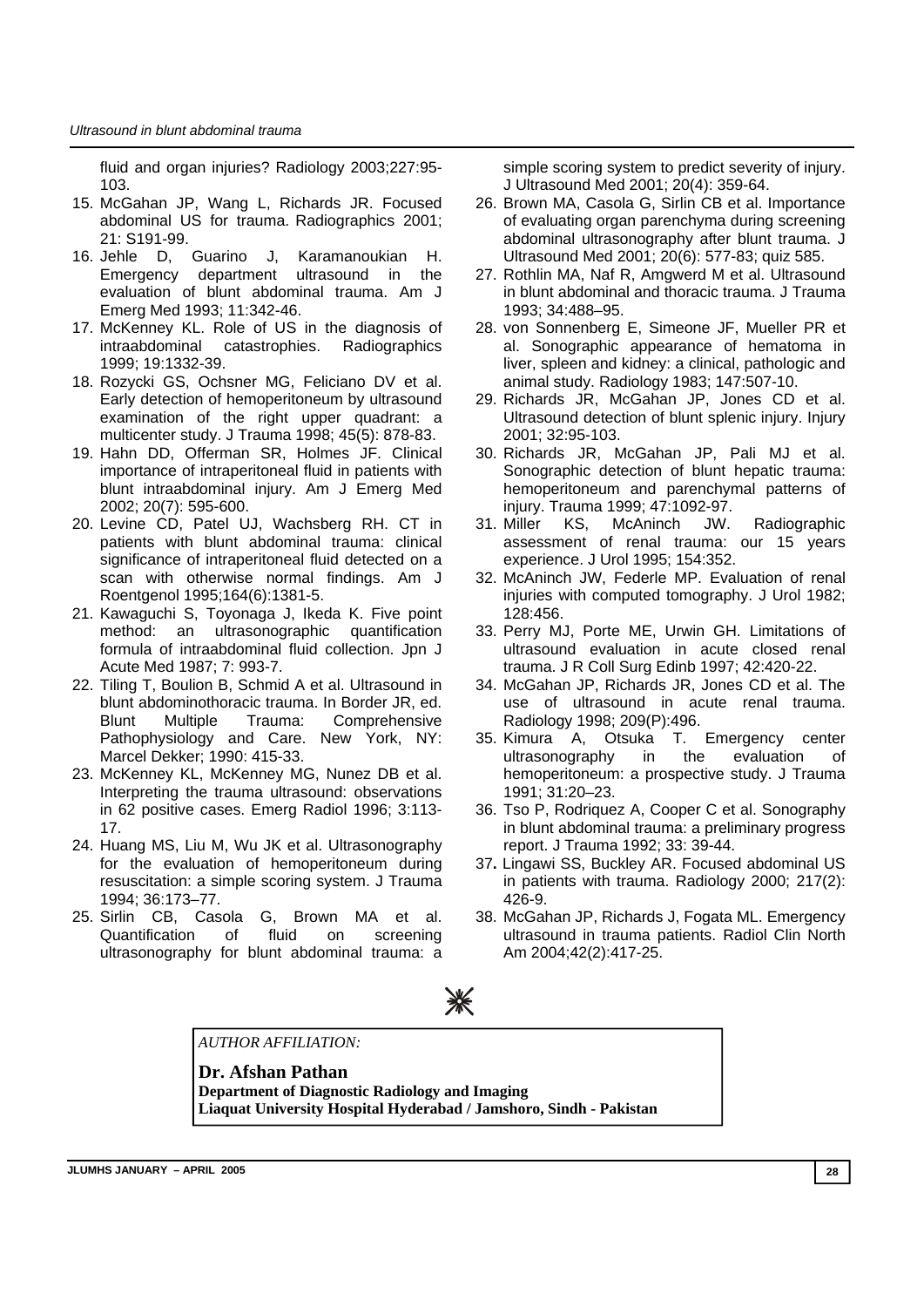fluid and organ injuries? Radiology 2003;227:95-103.

15. McGahan JP, Wang L, Richards JR. Focused abdominal US for trauma. Radiographics 2001; 21: S191-99.
16. Jehle D, Guarino J, Karamanoukian H. Emergency department ultrasound in the evaluation of blunt abdominal trauma. Am J Emerg Med 1993; 11:342-46.
17. McKenney KL. Role of US in the diagnosis of intraabdominal catastrophies. Radiographics 1999; 19:1332-39.
18. Rozycki GS, Ochsner MG, Feliciano DV et al. Early detection of hemoperitoneum by ultrasound examination of the right upper quadrant: a multicenter study. J Trauma 1998; 45(5): 878-83.
19. Hahn DD, Offerman SR, Holmes JF. Clinical importance of intraperitoneal fluid in patients with blunt intraabdominal injury. Am J Emerg Med 2002; 20(7): 595-600.
20. Levine CD, Patel UJ, Wachsberg RH. CT in patients with blunt abdominal trauma: clinical significance of intraperitoneal fluid detected on a scan with otherwise normal findings. Am J Roentgenol 1995;164(6):1381-5.
21. Kawaguchi S, Toyonaga J, Ikeda K. Five point method: an ultrasonographic quantification formula of intraabdominal fluid collection. Jpn J Acute Med 1987; 7: 993-7.
22. Tiling T, Boulion B, Schmid A et al. Ultrasound in blunt abdominothoracic trauma. In Border JR, ed. Blunt Multiple Trauma: Comprehensive Pathophysiology and Care. New York, NY: Marcel Dekker; 1990: 415-33.
23. McKenney KL, McKenney MG, Nunez DB et al. Interpreting the trauma ultrasound: observations in 62 positive cases. Emerg Radiol 1996; 3:113-17.
24. Huang MS, Liu M, Wu JK et al. Ultrasonography for the evaluation of hemoperitoneum during resuscitation: a simple scoring system. J Trauma 1994; 36:173–77.
25. Sirlin CB, Casola G, Brown MA et al. Quantification of fluid on screening ultrasonography for blunt abdominal trauma: a simple scoring system to predict severity of injury. J Ultrasound Med 2001; 20(4): 359-64.
26. Brown MA, Casola G, Sirlin CB et al. Importance of evaluating organ parenchyma during screening abdominal ultrasonography after blunt trauma. J Ultrasound Med 2001; 20(6): 577-83; quiz 585.
27. Rothlin MA, Naf R, Amgwerd M et al. Ultrasound in blunt abdominal and thoracic trauma. J Trauma 1993; 34:488–95.
28. von Sonnenberg E, Simeone JF, Mueller PR et al. Sonographic appearance of hematoma in liver, spleen and kidney: a clinical, pathologic and animal study. Radiology 1983; 147:507-10.
29. Richards JR, McGahan JP, Jones CD et al. Ultrasound detection of blunt splenic injury. Injury 2001; 32:95-103.
30. Richards JR, McGahan JP, Pali MJ et al. Sonographic detection of blunt hepatic trauma: hemoperitoneum and parenchymal patterns of injury. Trauma 1999; 47:1092-97.
31. Miller KS, McAninch JW. Radiographic assessment of renal trauma: our 15 years experience. J Urol 1995; 154:352.
32. McAninch JW, Federle MP. Evaluation of renal injuries with computed tomography. J Urol 1982; 128:456.
33. Perry MJ, Porte ME, Urwin GH. Limitations of ultrasound evaluation in acute closed renal trauma. J R Coll Surg Edinb 1997; 42:420-22.
34. McGahan JP, Richards JR, Jones CD et al. The use of ultrasound in acute renal trauma. Radiology 1998; 209(P):496.
35. Kimura A, Otsuka T. Emergency center ultrasonography in the evaluation of hemoperitoneum: a prospective study. J Trauma 1991; 31:20–23.
36. Tso P, Rodriquez A, Cooper C et al. Sonography in blunt abdominal trauma: a preliminary progress report. J Trauma 1992; 33: 39-44.
37. Lingawi SS, Buckley AR. Focused abdominal US in patients with trauma. Radiology 2000; 217(2): 426-9.
38. McGahan JP, Richards J, Fogata ML. Emergency ultrasound in trauma patients. Radiol Clin North Am 2004;42(2):417-25.

*AUTHOR AFFILIATION:*

**Dr. Afshan Pathan**
**Department of Diagnostic Radiology and Imaging**
**Liaquat University Hospital Hyderabad / Jamshoro, Sindh - Pakistan**